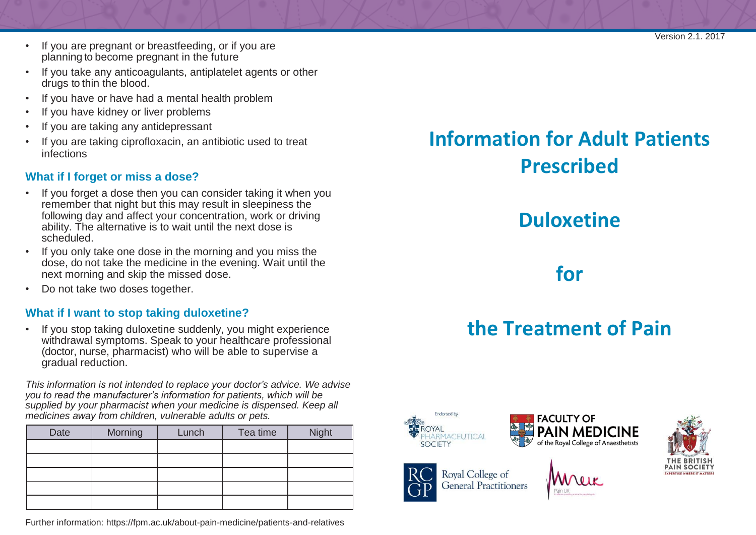Version 2.1. 2017

- If you are pregnant or breastfeeding, or if you are planning to become pregnant in the future
- If you take any anticoagulants, antiplatelet agents or other drugs to thin the blood.
- If you have or have had a mental health problem
- If you have kidney or liver problems
- If you are taking any antidepressant
- If you are taking ciprofloxacin, an antibiotic used to treat infections

### What if I forget or miss a dose?

- If you forget a dose then you can consider taking it when you remember that night but this may result in sleepiness the following day and affect your concentration, work or driving ability. The alternative is to wait until the next dose is scheduled.
- If you only take one dose in the morning and you miss the dose, do not take the medicine in the evening. Wait until the next morning and skip the missed dose.
- Do not take two doses together.

### What if I want to stop taking duloxetine?

- If you stop taking duloxetine suddenly, you might experience withdrawal symptoms. Speak to your healthcare professional (doctor, nurse, pharmacist) who will be able to supervise a gradual reduction.

*This information is not intended to replace your doctor's advice. We advise you to read the manufacturer's information for patients, which will be supplied by your pharmacist when your medicine is dispensed. Keep all medicines away from children, vulnerable adults or pets.*

| Date | Morning | Lunch | Tea time | Night |
|---|---|---|---|---|
| | | | | |
| | | | | |
| | | | | |
| | | | | |
| | | | | |

Further information: https://fpm.ac.uk/about-pain-medicine/patients-and-relatives

# Information for Adult Patients Prescribed

# Duloxetine

# for

# the Treatment of Pain

Endorsed by Royal Pharmaceutical Society

Faculty of Pain Medicine of the Royal College of Anaesthetists

The British Pain Society – Expertise where it matters

RCGP Royal College of General Practitioners

Pain UK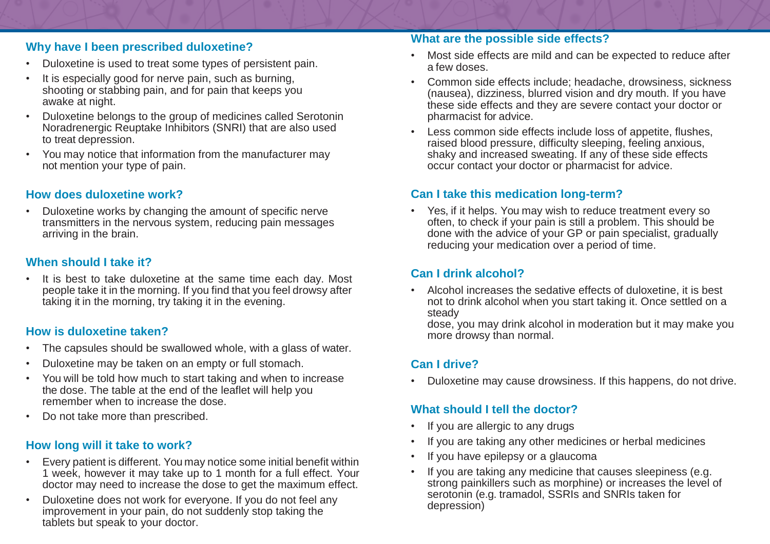## Why have I been prescribed duloxetine?

- Duloxetine is used to treat some types of persistent pain.
- It is especially good for nerve pain, such as burning, shooting or stabbing pain, and for pain that keeps you awake at night.
- Duloxetine belongs to the group of medicines called Serotonin Noradrenergic Reuptake Inhibitors (SNRI) that are also used to treat depression.
- You may notice that information from the manufacturer may not mention your type of pain.

## How does duloxetine work?

- Duloxetine works by changing the amount of specific nerve transmitters in the nervous system, reducing pain messages arriving in the brain.

## When should I take it?

- It is best to take duloxetine at the same time each day. Most people take it in the morning. If you find that you feel drowsy after taking it in the morning, try taking it in the evening.

## How is duloxetine taken?

- The capsules should be swallowed whole, with a glass of water.
- Duloxetine may be taken on an empty or full stomach.
- You will be told how much to start taking and when to increase the dose. The table at the end of the leaflet will help you remember when to increase the dose.
- Do not take more than prescribed.

## How long will it take to work?

- Every patient is different. You may notice some initial benefit within 1 week, however it may take up to 1 month for a full effect. Your doctor may need to increase the dose to get the maximum effect.
- Duloxetine does not work for everyone. If you do not feel any improvement in your pain, do not suddenly stop taking the tablets but speak to your doctor.

## What are the possible side effects?

- Most side effects are mild and can be expected to reduce after a few doses.
- Common side effects include; headache, drowsiness, sickness (nausea), dizziness, blurred vision and dry mouth. If you have these side effects and they are severe contact your doctor or pharmacist for advice.
- Less common side effects include loss of appetite, flushes, raised blood pressure, difficulty sleeping, feeling anxious, shaky and increased sweating. If any of these side effects occur contact your doctor or pharmacist for advice.

## Can I take this medication long-term?

- Yes, if it helps. You may wish to reduce treatment every so often, to check if your pain is still a problem. This should be done with the advice of your GP or pain specialist, gradually reducing your medication over a period of time.

## Can I drink alcohol?

- Alcohol increases the sedative effects of duloxetine, it is best not to drink alcohol when you start taking it. Once settled on a steady dose, you may drink alcohol in moderation but it may make you more drowsy than normal.

## Can I drive?

- Duloxetine may cause drowsiness. If this happens, do not drive.

## What should I tell the doctor?

- If you are allergic to any drugs
- If you are taking any other medicines or herbal medicines
- If you have epilepsy or a glaucoma
- If you are taking any medicine that causes sleepiness (e.g. strong painkillers such as morphine) or increases the level of serotonin (e.g. tramadol, SSRIs and SNRIs taken for depression)